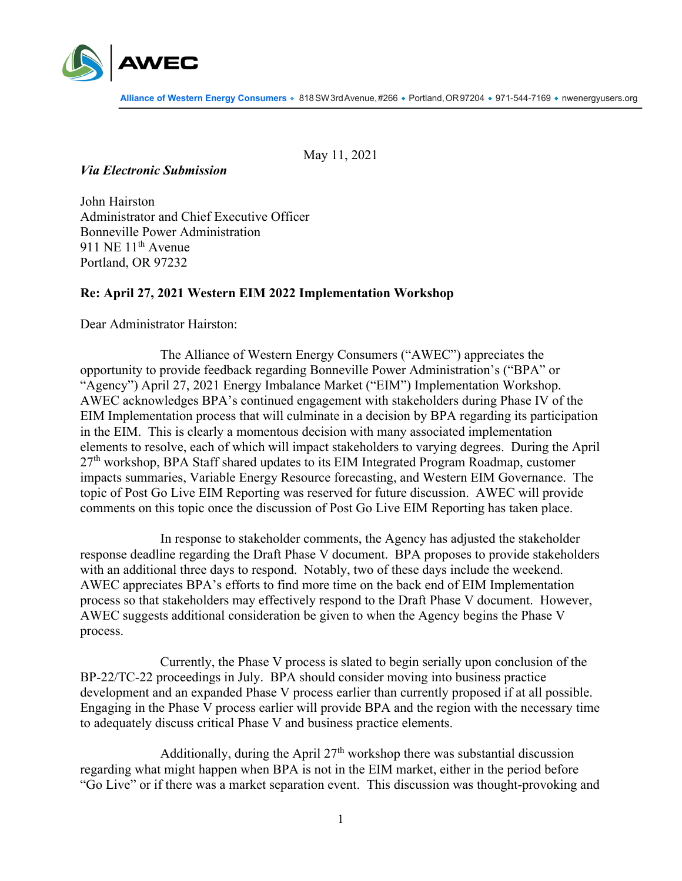**AWEC**

**Alliance of Western Energy Consumers** ◆ 818 SW 3rd Avenue, #266 ◆ Portland, OR 97204 ◆ 971-544-7169 ◆ nwenergyusers.org

May 11, 2021

***Via Electronic Submission***

John Hairston
Administrator and Chief Executive Officer
Bonneville Power Administration
911 NE 11th Avenue
Portland, OR 97232

**Re: April 27, 2021 Western EIM 2022 Implementation Workshop**

Dear Administrator Hairston:

The Alliance of Western Energy Consumers ("AWEC") appreciates the opportunity to provide feedback regarding Bonneville Power Administration's ("BPA" or "Agency") April 27, 2021 Energy Imbalance Market ("EIM") Implementation Workshop. AWEC acknowledges BPA's continued engagement with stakeholders during Phase IV of the EIM Implementation process that will culminate in a decision by BPA regarding its participation in the EIM. This is clearly a momentous decision with many associated implementation elements to resolve, each of which will impact stakeholders to varying degrees. During the April 27th workshop, BPA Staff shared updates to its EIM Integrated Program Roadmap, customer impacts summaries, Variable Energy Resource forecasting, and Western EIM Governance. The topic of Post Go Live EIM Reporting was reserved for future discussion. AWEC will provide comments on this topic once the discussion of Post Go Live EIM Reporting has taken place.

In response to stakeholder comments, the Agency has adjusted the stakeholder response deadline regarding the Draft Phase V document. BPA proposes to provide stakeholders with an additional three days to respond. Notably, two of these days include the weekend. AWEC appreciates BPA's efforts to find more time on the back end of EIM Implementation process so that stakeholders may effectively respond to the Draft Phase V document. However, AWEC suggests additional consideration be given to when the Agency begins the Phase V process.

Currently, the Phase V process is slated to begin serially upon conclusion of the BP-22/TC-22 proceedings in July. BPA should consider moving into business practice development and an expanded Phase V process earlier than currently proposed if at all possible. Engaging in the Phase V process earlier will provide BPA and the region with the necessary time to adequately discuss critical Phase V and business practice elements.

Additionally, during the April 27th workshop there was substantial discussion regarding what might happen when BPA is not in the EIM market, either in the period before "Go Live" or if there was a market separation event. This discussion was thought-provoking and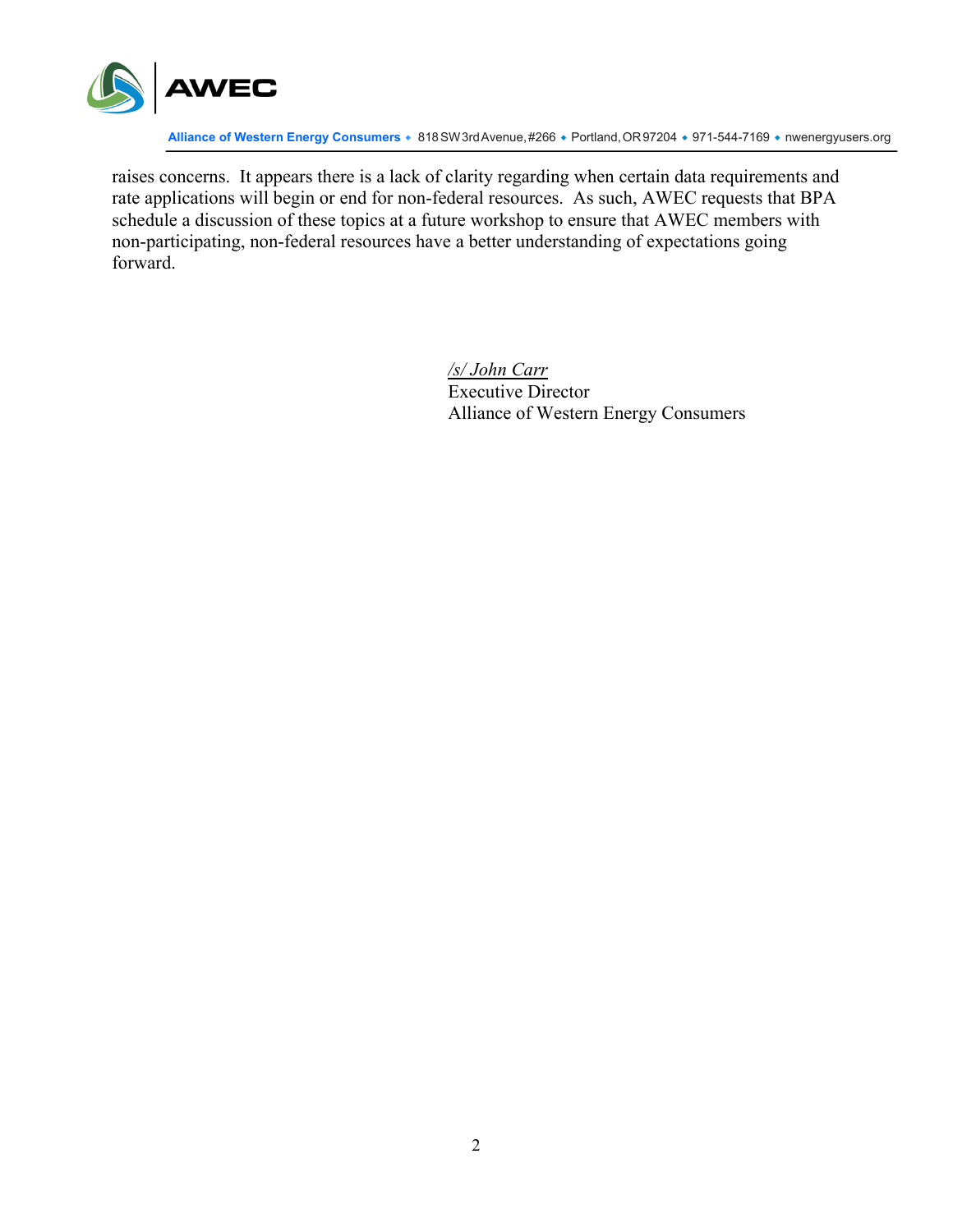raises concerns. It appears there is a lack of clarity regarding when certain data requirements and rate applications will begin or end for non-federal resources. As such, AWEC requests that BPA schedule a discussion of these topics at a future workshop to ensure that AWEC members with non-participating, non-federal resources have a better understanding of expectations going forward.

*/s/ John Carr*
Executive Director
Alliance of Western Energy Consumers